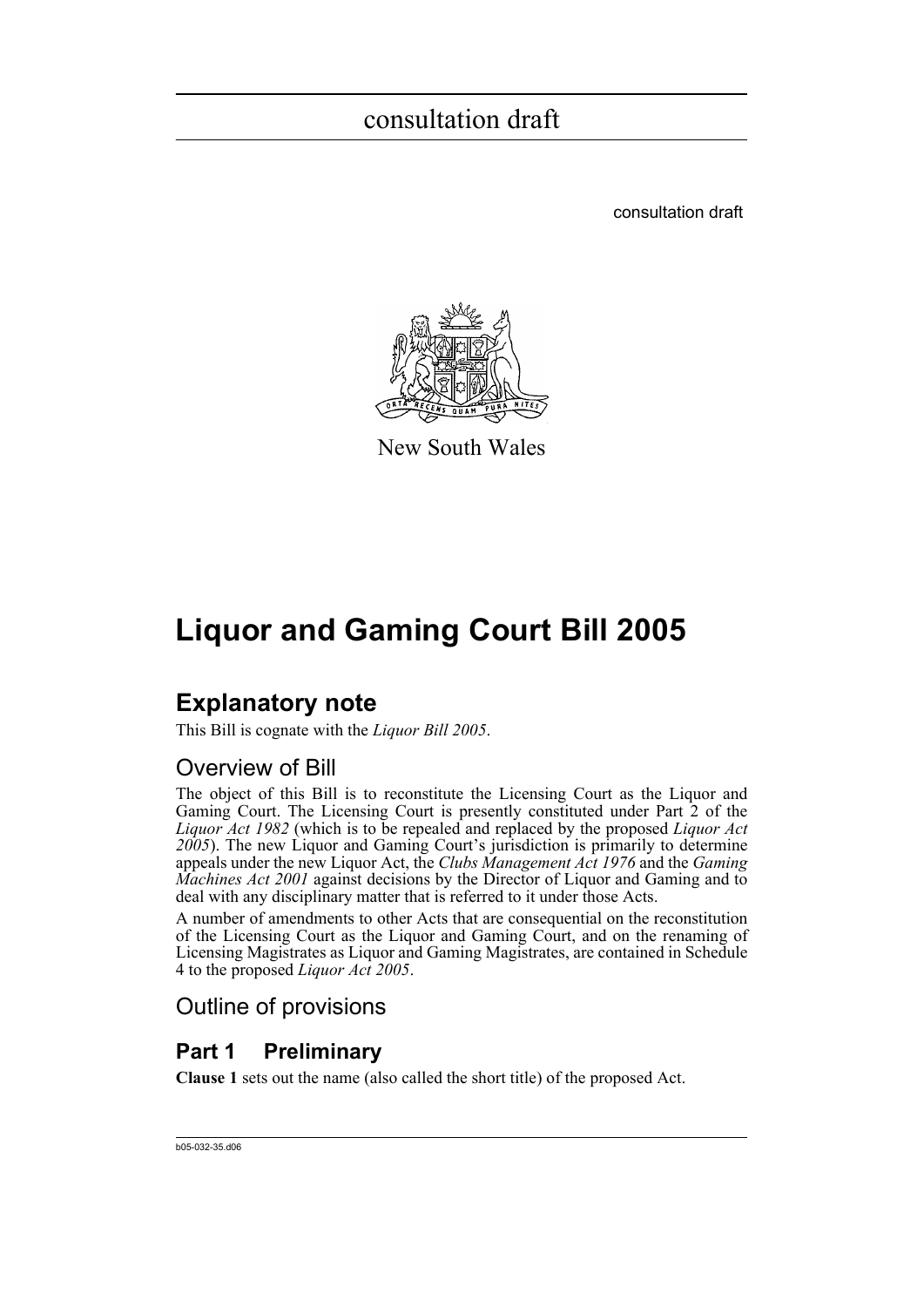consultation draft

consultation draft

New South Wales

# Liquor and Gaming Court Bill 2005

## Explanatory note

This Bill is cognate with the *Liquor Bill 2005*.

### Overview of Bill

The object of this Bill is to reconstitute the Licensing Court as the Liquor and Gaming Court. The Licensing Court is presently constituted under Part 2 of the *Liquor Act 1982* (which is to be repealed and replaced by the proposed *Liquor Act 2005*). The new Liquor and Gaming Court's jurisdiction is primarily to determine appeals under the new Liquor Act, the *Clubs Management Act 1976* and the *Gaming Machines Act 2001* against decisions by the Director of Liquor and Gaming and to deal with any disciplinary matter that is referred to it under those Acts.

A number of amendments to other Acts that are consequential on the reconstitution of the Licensing Court as the Liquor and Gaming Court, and on the renaming of Licensing Magistrates as Liquor and Gaming Magistrates, are contained in Schedule 4 to the proposed *Liquor Act 2005*.

### Outline of provisions

## Part 1 Preliminary

**Clause 1** sets out the name (also called the short title) of the proposed Act.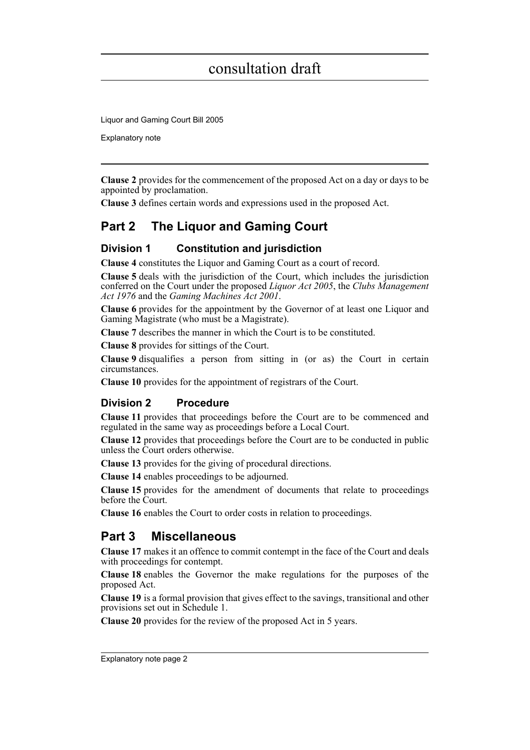**Clause 2** provides for the commencement of the proposed Act on a day or days to be appointed by proclamation.

**Clause 3** defines certain words and expressions used in the proposed Act.

## Part 2 The Liquor and Gaming Court

### Division 1 Constitution and jurisdiction

**Clause 4** constitutes the Liquor and Gaming Court as a court of record.

**Clause 5** deals with the jurisdiction of the Court, which includes the jurisdiction conferred on the Court under the proposed *Liquor Act 2005*, the *Clubs Management Act 1976* and the *Gaming Machines Act 2001*.

**Clause 6** provides for the appointment by the Governor of at least one Liquor and Gaming Magistrate (who must be a Magistrate).

**Clause 7** describes the manner in which the Court is to be constituted.

**Clause 8** provides for sittings of the Court.

**Clause 9** disqualifies a person from sitting in (or as) the Court in certain circumstances.

**Clause 10** provides for the appointment of registrars of the Court.

### Division 2 Procedure

**Clause 11** provides that proceedings before the Court are to be commenced and regulated in the same way as proceedings before a Local Court.

**Clause 12** provides that proceedings before the Court are to be conducted in public unless the Court orders otherwise.

**Clause 13** provides for the giving of procedural directions.

**Clause 14** enables proceedings to be adjourned.

**Clause 15** provides for the amendment of documents that relate to proceedings before the Court.

**Clause 16** enables the Court to order costs in relation to proceedings.

## Part 3 Miscellaneous

**Clause 17** makes it an offence to commit contempt in the face of the Court and deals with proceedings for contempt.

**Clause 18** enables the Governor the make regulations for the purposes of the proposed Act.

**Clause 19** is a formal provision that gives effect to the savings, transitional and other provisions set out in Schedule 1.

**Clause 20** provides for the review of the proposed Act in 5 years.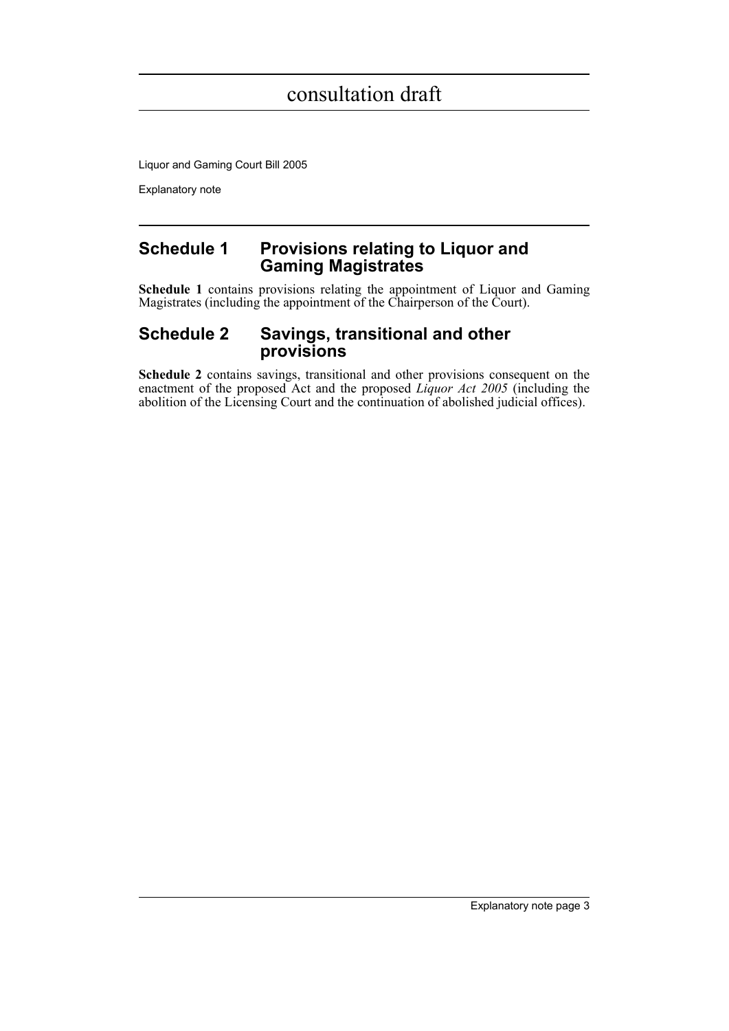## Schedule 1 Provisions relating to Liquor and Gaming Magistrates

**Schedule 1** contains provisions relating the appointment of Liquor and Gaming Magistrates (including the appointment of the Chairperson of the Court).

## Schedule 2 Savings, transitional and other provisions

**Schedule 2** contains savings, transitional and other provisions consequent on the enactment of the proposed Act and the proposed *Liquor Act 2005* (including the abolition of the Licensing Court and the continuation of abolished judicial offices).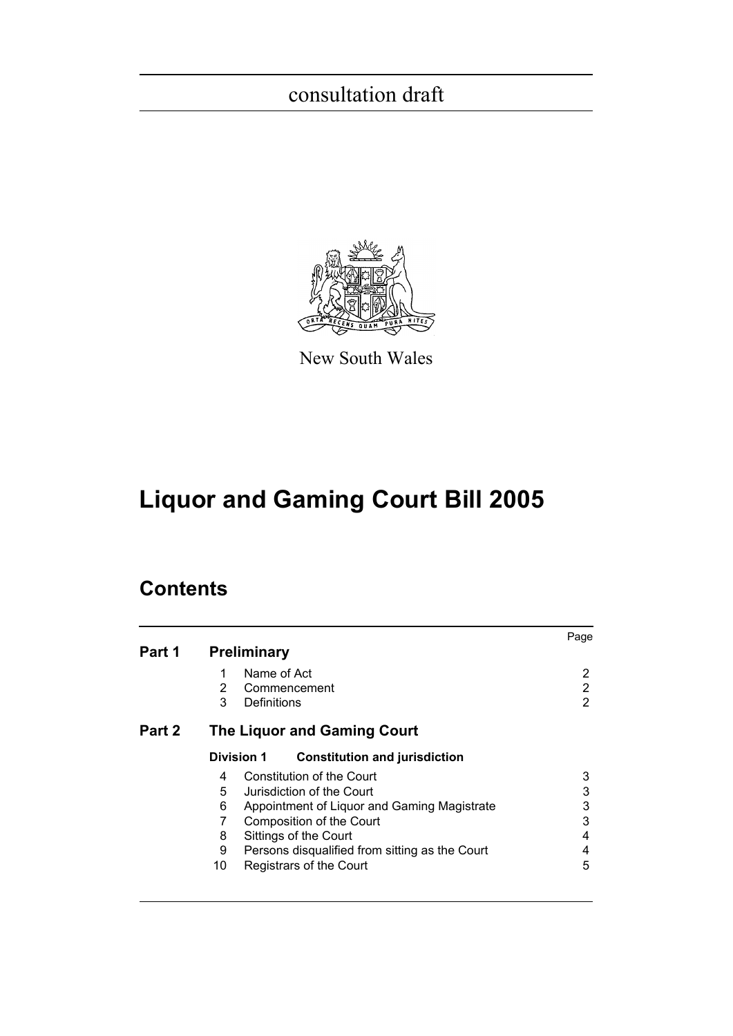consultation draft

New South Wales

# Liquor and Gaming Court Bill 2005

## Contents

| | | | Page |
|---|---|---|---|
| **Part 1** | **Preliminary** | | |
| | 1 | Name of Act | 2 |
| | 2 | Commencement | 2 |
| | 3 | Definitions | 2 |
| **Part 2** | **The Liquor and Gaming Court** | | |
| | **Division 1** | **Constitution and jurisdiction** | |
| | 4 | Constitution of the Court | 3 |
| | 5 | Jurisdiction of the Court | 3 |
| | 6 | Appointment of Liquor and Gaming Magistrate | 3 |
| | 7 | Composition of the Court | 3 |
| | 8 | Sittings of the Court | 4 |
| | 9 | Persons disqualified from sitting as the Court | 4 |
| | 10 | Registrars of the Court | 5 |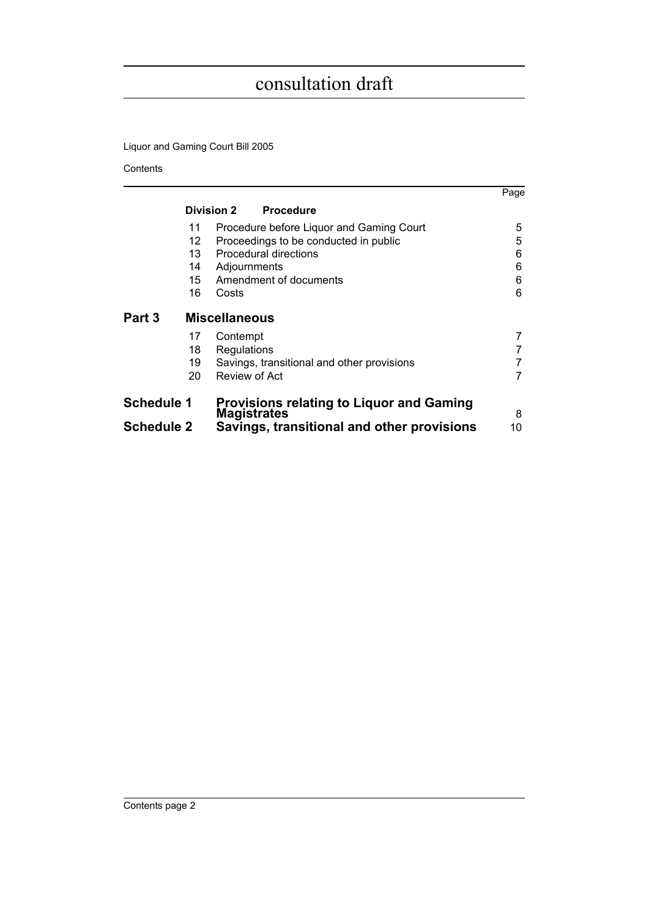consultation draft

Liquor and Gaming Court Bill 2005

Contents

| | | | Page |
|---|---|---|---|
| | **Division 2** | **Procedure** | |
| | 11 | Procedure before Liquor and Gaming Court | 5 |
| | 12 | Proceedings to be conducted in public | 5 |
| | 13 | Procedural directions | 6 |
| | 14 | Adjournments | 6 |
| | 15 | Amendment of documents | 6 |
| | 16 | Costs | 6 |
| **Part 3** | **Miscellaneous** | | |
| | 17 | Contempt | 7 |
| | 18 | Regulations | 7 |
| | 19 | Savings, transitional and other provisions | 7 |
| | 20 | Review of Act | 7 |
| **Schedule 1** | **Provisions relating to Liquor and Gaming Magistrates** | | 8 |
| **Schedule 2** | **Savings, transitional and other provisions** | | 10 |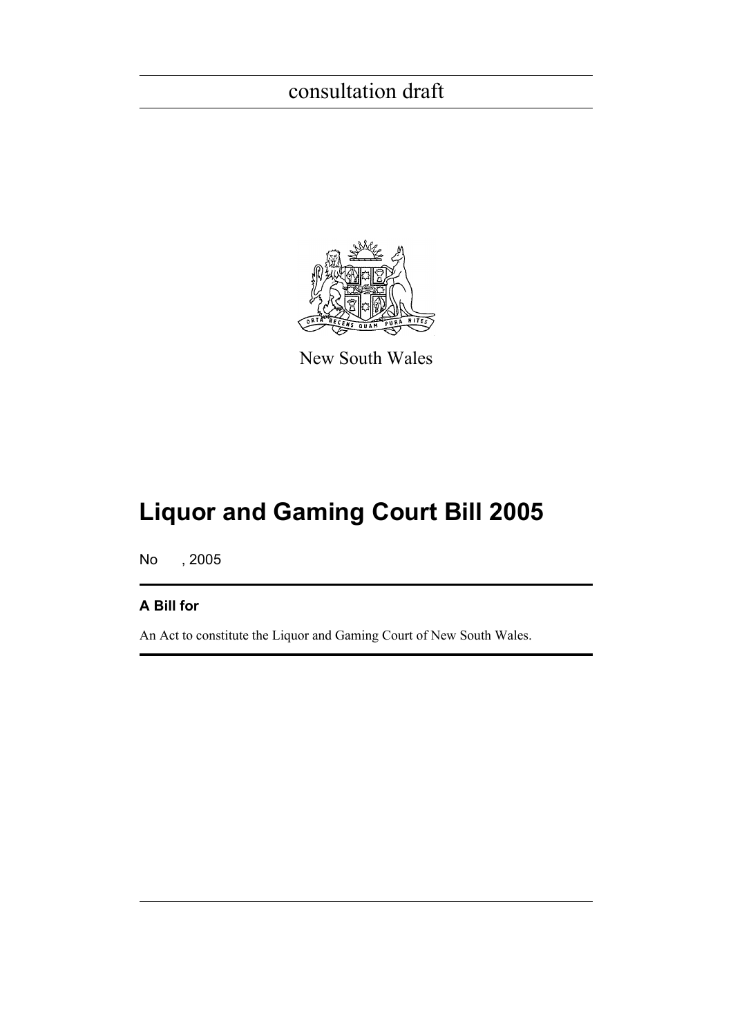consultation draft

New South Wales

# Liquor and Gaming Court Bill 2005

No , 2005

**A Bill for**

An Act to constitute the Liquor and Gaming Court of New South Wales.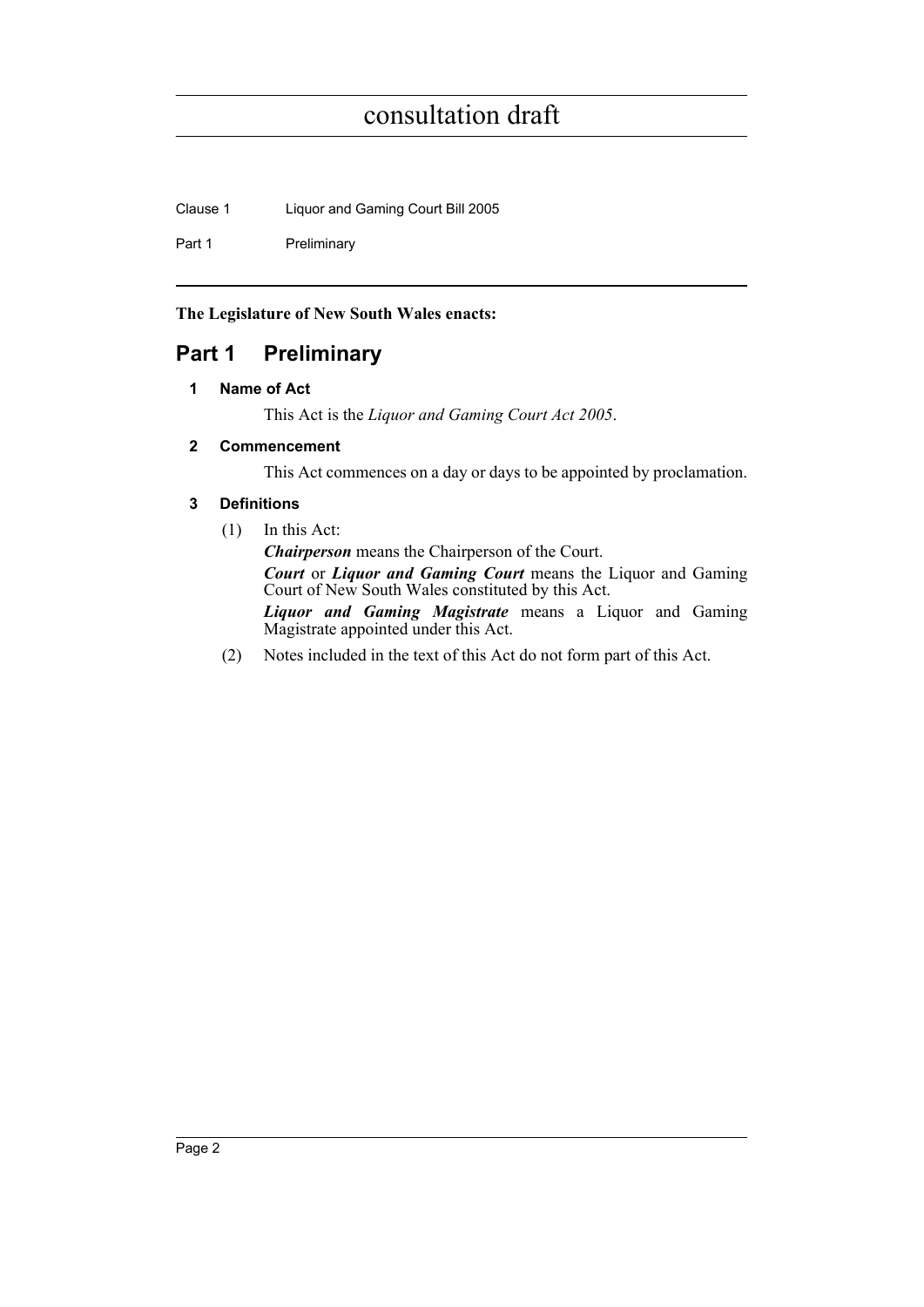**The Legislature of New South Wales enacts:**

# Part 1 Preliminary

### 1 Name of Act

This Act is the *Liquor and Gaming Court Act 2005*.

### 2 Commencement

This Act commences on a day or days to be appointed by proclamation.

### 3 Definitions

(1) In this Act:

***Chairperson*** means the Chairperson of the Court.

***Court*** or ***Liquor and Gaming Court*** means the Liquor and Gaming Court of New South Wales constituted by this Act.

***Liquor and Gaming Magistrate*** means a Liquor and Gaming Magistrate appointed under this Act.

(2) Notes included in the text of this Act do not form part of this Act.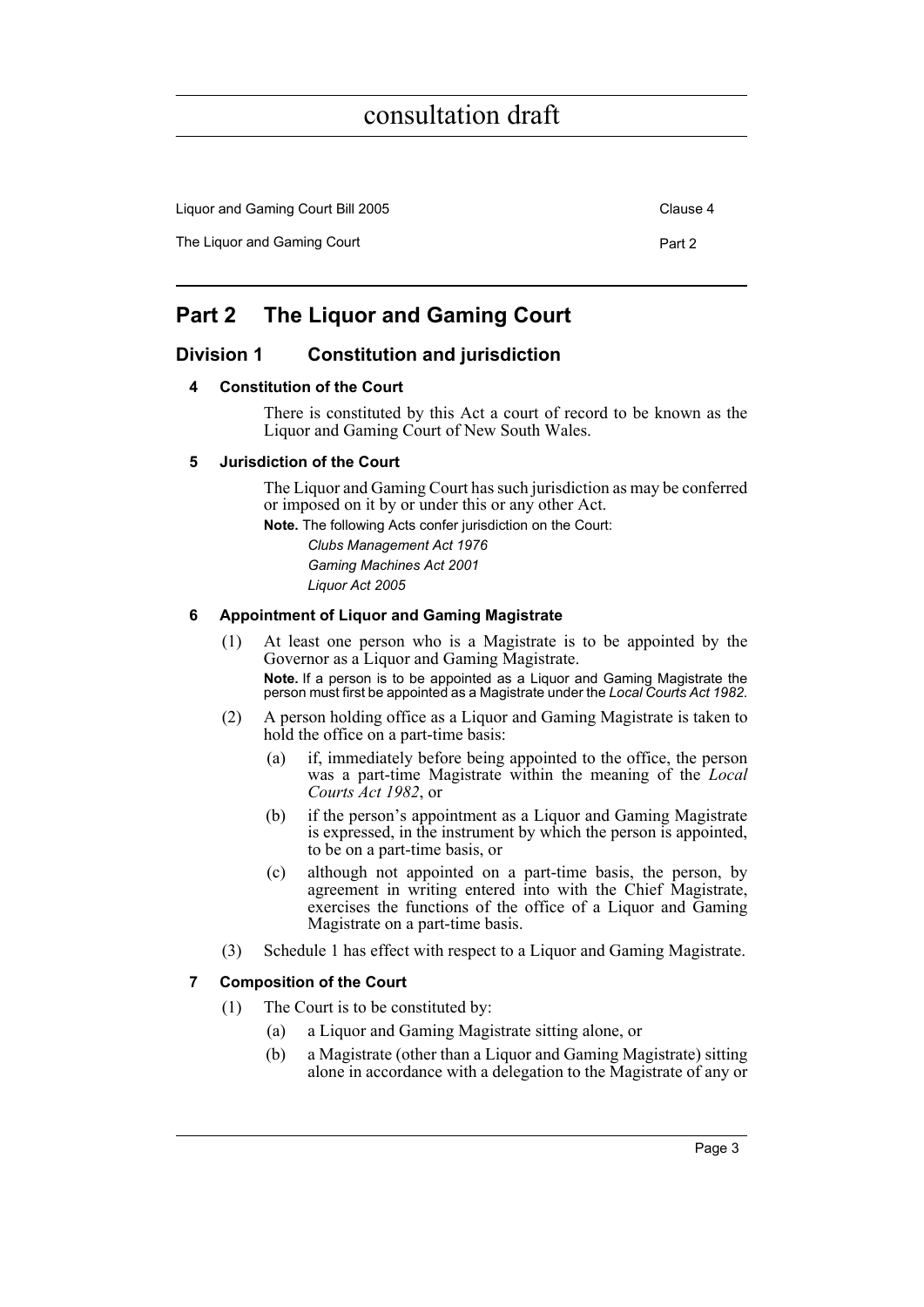## Part 2 The Liquor and Gaming Court

### Division 1 Constitution and jurisdiction

#### 4 Constitution of the Court

There is constituted by this Act a court of record to be known as the Liquor and Gaming Court of New South Wales.

#### 5 Jurisdiction of the Court

The Liquor and Gaming Court has such jurisdiction as may be conferred or imposed on it by or under this or any other Act.

**Note.** The following Acts confer jurisdiction on the Court:

*Clubs Management Act 1976*
*Gaming Machines Act 2001*
*Liquor Act 2005*

#### 6 Appointment of Liquor and Gaming Magistrate

(1) At least one person who is a Magistrate is to be appointed by the Governor as a Liquor and Gaming Magistrate.

**Note.** If a person is to be appointed as a Liquor and Gaming Magistrate the person must first be appointed as a Magistrate under the *Local Courts Act 1982*.

(2) A person holding office as a Liquor and Gaming Magistrate is taken to hold the office on a part-time basis:

(a) if, immediately before being appointed to the office, the person was a part-time Magistrate within the meaning of the *Local Courts Act 1982*, or

(b) if the person's appointment as a Liquor and Gaming Magistrate is expressed, in the instrument by which the person is appointed, to be on a part-time basis, or

(c) although not appointed on a part-time basis, the person, by agreement in writing entered into with the Chief Magistrate, exercises the functions of the office of a Liquor and Gaming Magistrate on a part-time basis.

(3) Schedule 1 has effect with respect to a Liquor and Gaming Magistrate.

#### 7 Composition of the Court

(1) The Court is to be constituted by:

(a) a Liquor and Gaming Magistrate sitting alone, or

(b) a Magistrate (other than a Liquor and Gaming Magistrate) sitting alone in accordance with a delegation to the Magistrate of any or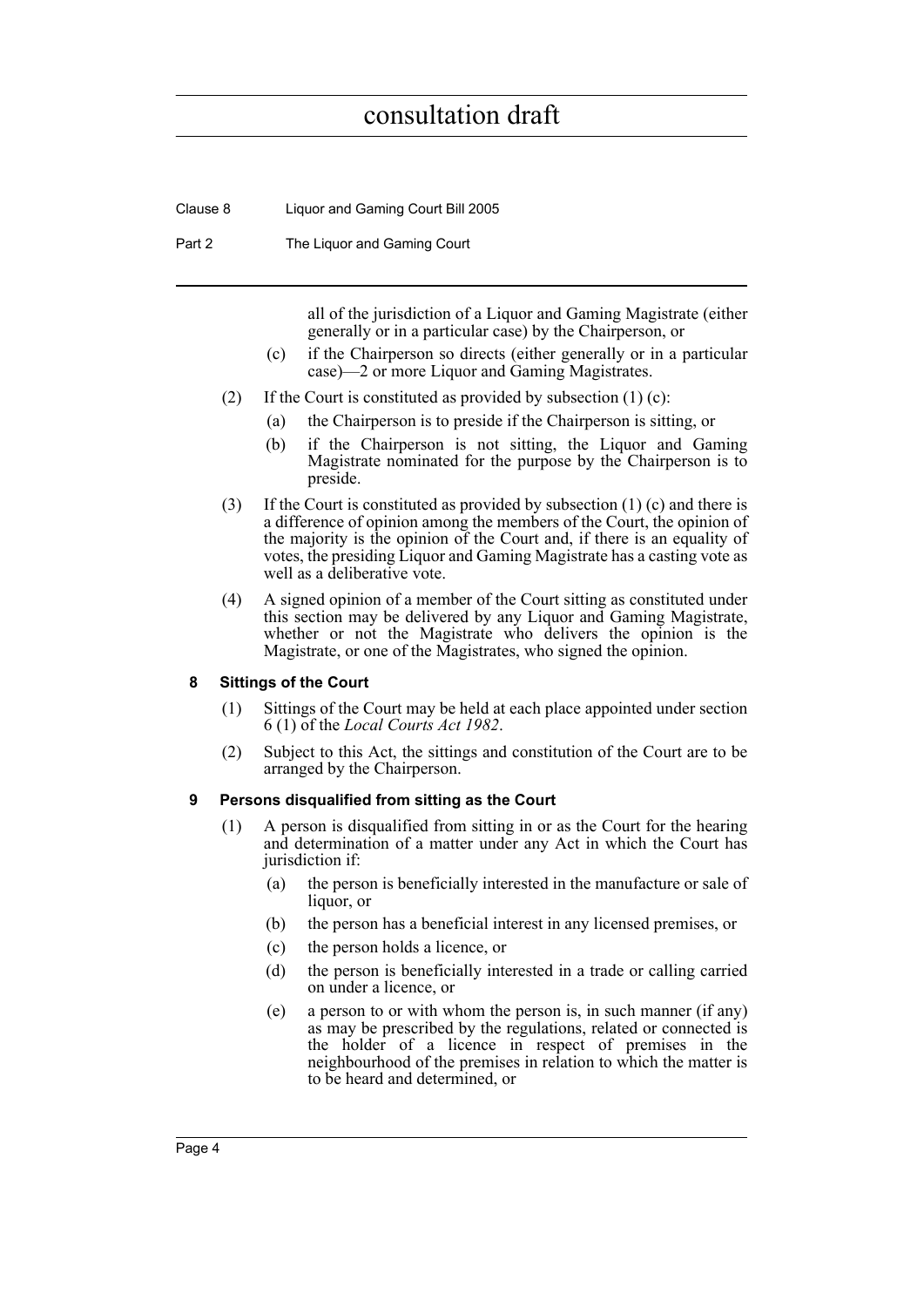all of the jurisdiction of a Liquor and Gaming Magistrate (either generally or in a particular case) by the Chairperson, or

(c) if the Chairperson so directs (either generally or in a particular case)—2 or more Liquor and Gaming Magistrates.

(2) If the Court is constituted as provided by subsection (1) (c):

(a) the Chairperson is to preside if the Chairperson is sitting, or

(b) if the Chairperson is not sitting, the Liquor and Gaming Magistrate nominated for the purpose by the Chairperson is to preside.

(3) If the Court is constituted as provided by subsection (1) (c) and there is a difference of opinion among the members of the Court, the opinion of the majority is the opinion of the Court and, if there is an equality of votes, the presiding Liquor and Gaming Magistrate has a casting vote as well as a deliberative vote.

(4) A signed opinion of a member of the Court sitting as constituted under this section may be delivered by any Liquor and Gaming Magistrate, whether or not the Magistrate who delivers the opinion is the Magistrate, or one of the Magistrates, who signed the opinion.

### 8 Sittings of the Court

(1) Sittings of the Court may be held at each place appointed under section 6 (1) of the *Local Courts Act 1982*.

(2) Subject to this Act, the sittings and constitution of the Court are to be arranged by the Chairperson.

### 9 Persons disqualified from sitting as the Court

(1) A person is disqualified from sitting in or as the Court for the hearing and determination of a matter under any Act in which the Court has jurisdiction if:

(a) the person is beneficially interested in the manufacture or sale of liquor, or

(b) the person has a beneficial interest in any licensed premises, or

(c) the person holds a licence, or

(d) the person is beneficially interested in a trade or calling carried on under a licence, or

(e) a person to or with whom the person is, in such manner (if any) as may be prescribed by the regulations, related or connected is the holder of a licence in respect of premises in the neighbourhood of the premises in relation to which the matter is to be heard and determined, or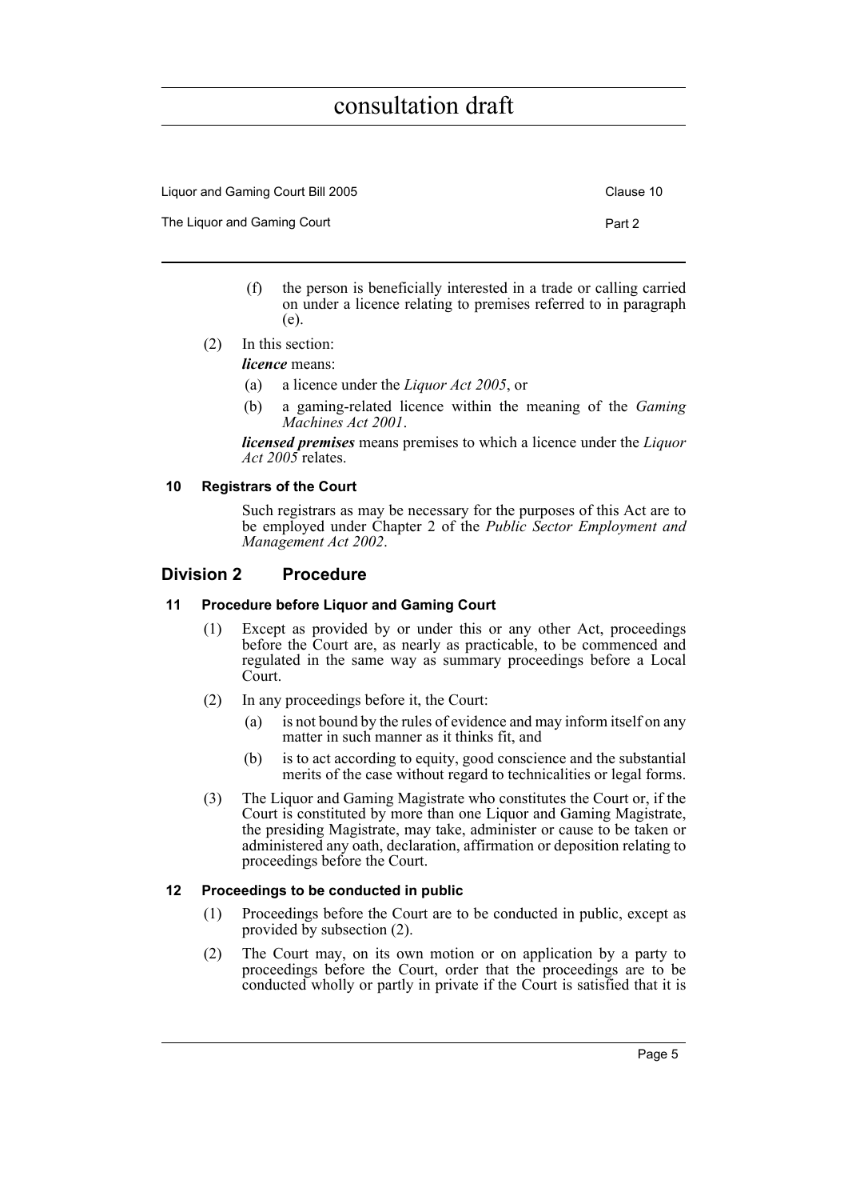(f) the person is beneficially interested in a trade or calling carried on under a licence relating to premises referred to in paragraph (e).

(2) In this section:

***licence*** means:

(a) a licence under the *Liquor Act 2005*, or

(b) a gaming-related licence within the meaning of the *Gaming Machines Act 2001*.

***licensed premises*** means premises to which a licence under the *Liquor Act 2005* relates.

#### 10 Registrars of the Court

Such registrars as may be necessary for the purposes of this Act are to be employed under Chapter 2 of the *Public Sector Employment and Management Act 2002*.

## Division 2 Procedure

#### 11 Procedure before Liquor and Gaming Court

(1) Except as provided by or under this or any other Act, proceedings before the Court are, as nearly as practicable, to be commenced and regulated in the same way as summary proceedings before a Local Court.

(2) In any proceedings before it, the Court:

(a) is not bound by the rules of evidence and may inform itself on any matter in such manner as it thinks fit, and

(b) is to act according to equity, good conscience and the substantial merits of the case without regard to technicalities or legal forms.

(3) The Liquor and Gaming Magistrate who constitutes the Court or, if the Court is constituted by more than one Liquor and Gaming Magistrate, the presiding Magistrate, may take, administer or cause to be taken or administered any oath, declaration, affirmation or deposition relating to proceedings before the Court.

#### 12 Proceedings to be conducted in public

(1) Proceedings before the Court are to be conducted in public, except as provided by subsection (2).

(2) The Court may, on its own motion or on application by a party to proceedings before the Court, order that the proceedings are to be conducted wholly or partly in private if the Court is satisfied that it is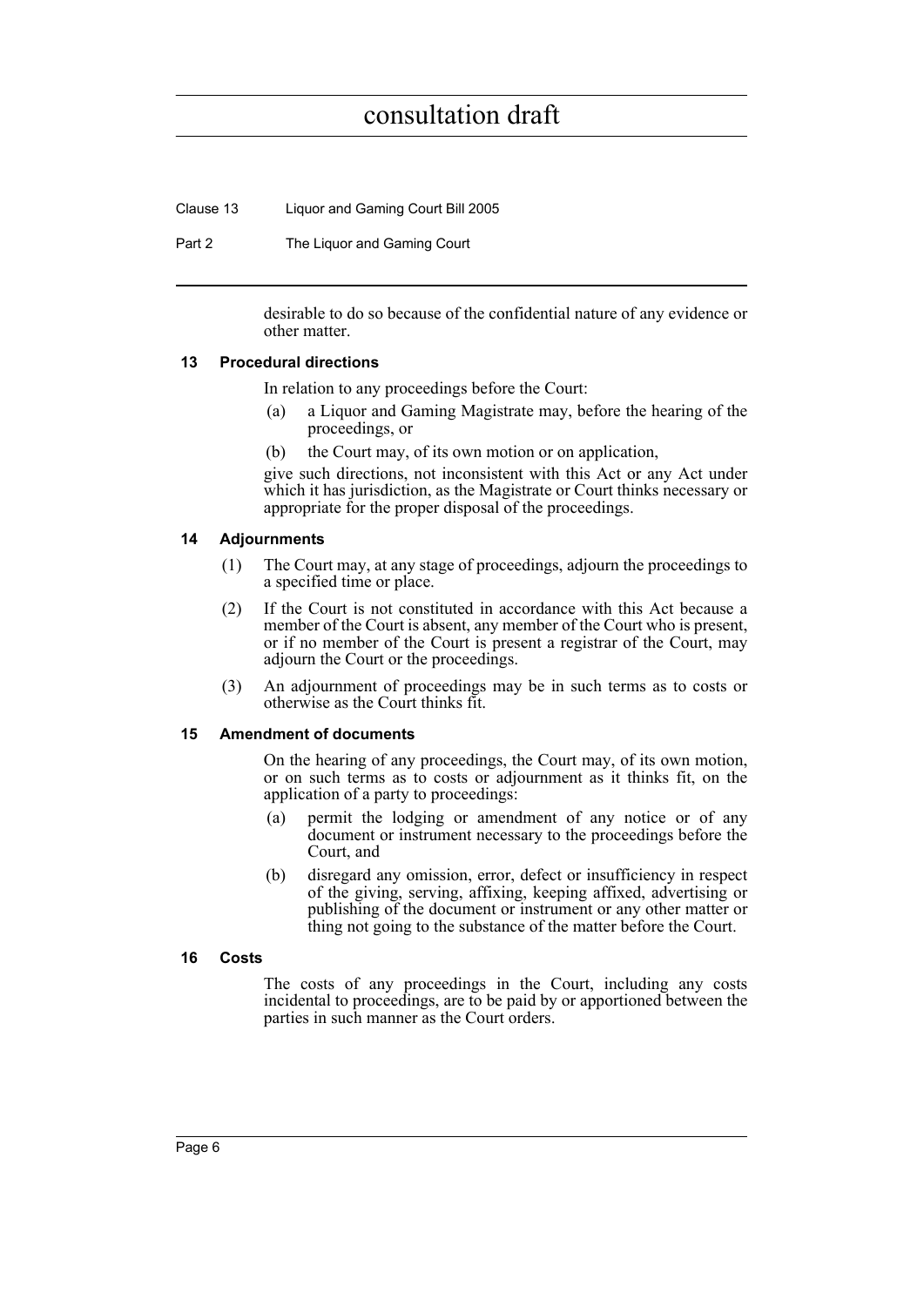desirable to do so because of the confidential nature of any evidence or other matter.

### 13 Procedural directions

In relation to any proceedings before the Court:

(a) a Liquor and Gaming Magistrate may, before the hearing of the proceedings, or

(b) the Court may, of its own motion or on application,

give such directions, not inconsistent with this Act or any Act under which it has jurisdiction, as the Magistrate or Court thinks necessary or appropriate for the proper disposal of the proceedings.

### 14 Adjournments

(1) The Court may, at any stage of proceedings, adjourn the proceedings to a specified time or place.

(2) If the Court is not constituted in accordance with this Act because a member of the Court is absent, any member of the Court who is present, or if no member of the Court is present a registrar of the Court, may adjourn the Court or the proceedings.

(3) An adjournment of proceedings may be in such terms as to costs or otherwise as the Court thinks fit.

### 15 Amendment of documents

On the hearing of any proceedings, the Court may, of its own motion, or on such terms as to costs or adjournment as it thinks fit, on the application of a party to proceedings:

(a) permit the lodging or amendment of any notice or of any document or instrument necessary to the proceedings before the Court, and

(b) disregard any omission, error, defect or insufficiency in respect of the giving, serving, affixing, keeping affixed, advertising or publishing of the document or instrument or any other matter or thing not going to the substance of the matter before the Court.

### 16 Costs

The costs of any proceedings in the Court, including any costs incidental to proceedings, are to be paid by or apportioned between the parties in such manner as the Court orders.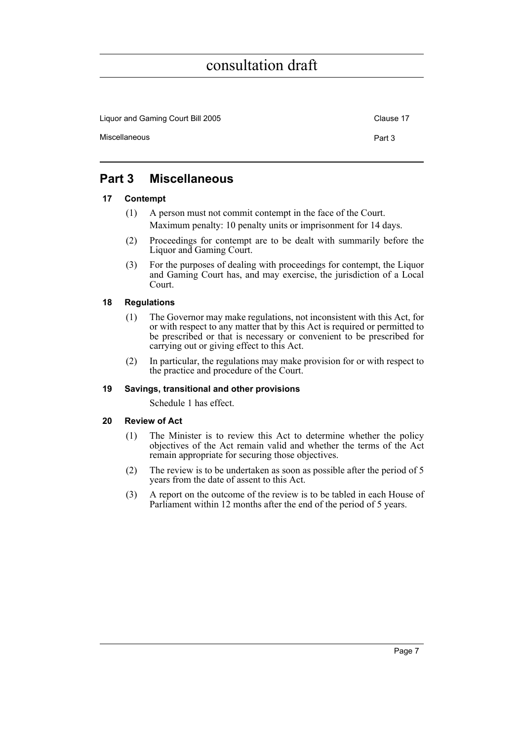# Part 3 Miscellaneous

### 17 Contempt

(1) A person must not commit contempt in the face of the Court.

Maximum penalty: 10 penalty units or imprisonment for 14 days.

(2) Proceedings for contempt are to be dealt with summarily before the Liquor and Gaming Court.

(3) For the purposes of dealing with proceedings for contempt, the Liquor and Gaming Court has, and may exercise, the jurisdiction of a Local Court.

### 18 Regulations

(1) The Governor may make regulations, not inconsistent with this Act, for or with respect to any matter that by this Act is required or permitted to be prescribed or that is necessary or convenient to be prescribed for carrying out or giving effect to this Act.

(2) In particular, the regulations may make provision for or with respect to the practice and procedure of the Court.

### 19 Savings, transitional and other provisions

Schedule 1 has effect.

### 20 Review of Act

(1) The Minister is to review this Act to determine whether the policy objectives of the Act remain valid and whether the terms of the Act remain appropriate for securing those objectives.

(2) The review is to be undertaken as soon as possible after the period of 5 years from the date of assent to this Act.

(3) A report on the outcome of the review is to be tabled in each House of Parliament within 12 months after the end of the period of 5 years.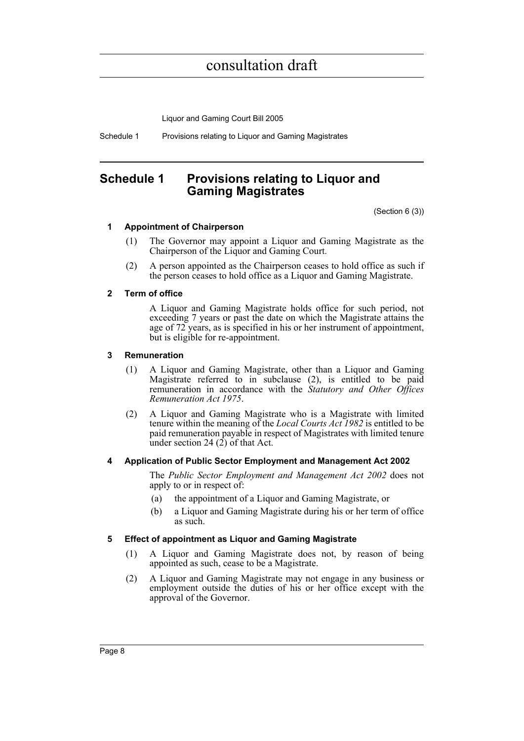# Schedule 1 Provisions relating to Liquor and Gaming Magistrates

(Section 6 (3))

**1 Appointment of Chairperson**

(1) The Governor may appoint a Liquor and Gaming Magistrate as the Chairperson of the Liquor and Gaming Court.

(2) A person appointed as the Chairperson ceases to hold office as such if the person ceases to hold office as a Liquor and Gaming Magistrate.

**2 Term of office**

A Liquor and Gaming Magistrate holds office for such period, not exceeding 7 years or past the date on which the Magistrate attains the age of 72 years, as is specified in his or her instrument of appointment, but is eligible for re-appointment.

**3 Remuneration**

(1) A Liquor and Gaming Magistrate, other than a Liquor and Gaming Magistrate referred to in subclause (2), is entitled to be paid remuneration in accordance with the *Statutory and Other Offices Remuneration Act 1975*.

(2) A Liquor and Gaming Magistrate who is a Magistrate with limited tenure within the meaning of the *Local Courts Act 1982* is entitled to be paid remuneration payable in respect of Magistrates with limited tenure under section 24 (2) of that Act.

**4 Application of Public Sector Employment and Management Act 2002**

The *Public Sector Employment and Management Act 2002* does not apply to or in respect of:

(a) the appointment of a Liquor and Gaming Magistrate, or

(b) a Liquor and Gaming Magistrate during his or her term of office as such.

**5 Effect of appointment as Liquor and Gaming Magistrate**

(1) A Liquor and Gaming Magistrate does not, by reason of being appointed as such, cease to be a Magistrate.

(2) A Liquor and Gaming Magistrate may not engage in any business or employment outside the duties of his or her office except with the approval of the Governor.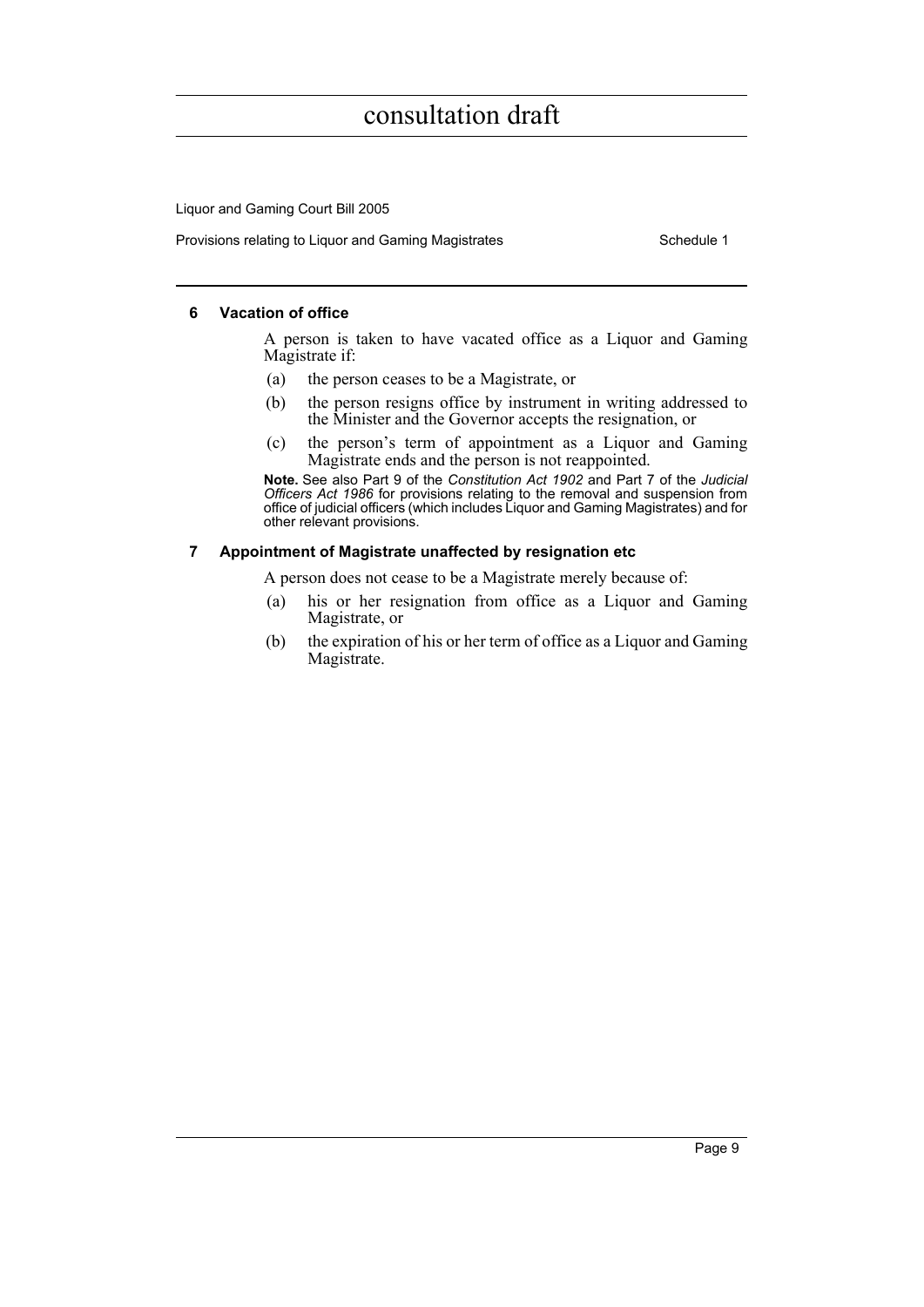### 6 Vacation of office

A person is taken to have vacated office as a Liquor and Gaming Magistrate if:

(a) the person ceases to be a Magistrate, or

(b) the person resigns office by instrument in writing addressed to the Minister and the Governor accepts the resignation, or

(c) the person's term of appointment as a Liquor and Gaming Magistrate ends and the person is not reappointed.

**Note.** See also Part 9 of the *Constitution Act 1902* and Part 7 of the *Judicial Officers Act 1986* for provisions relating to the removal and suspension from office of judicial officers (which includes Liquor and Gaming Magistrates) and for other relevant provisions.

### 7 Appointment of Magistrate unaffected by resignation etc

A person does not cease to be a Magistrate merely because of:

(a) his or her resignation from office as a Liquor and Gaming Magistrate, or

(b) the expiration of his or her term of office as a Liquor and Gaming Magistrate.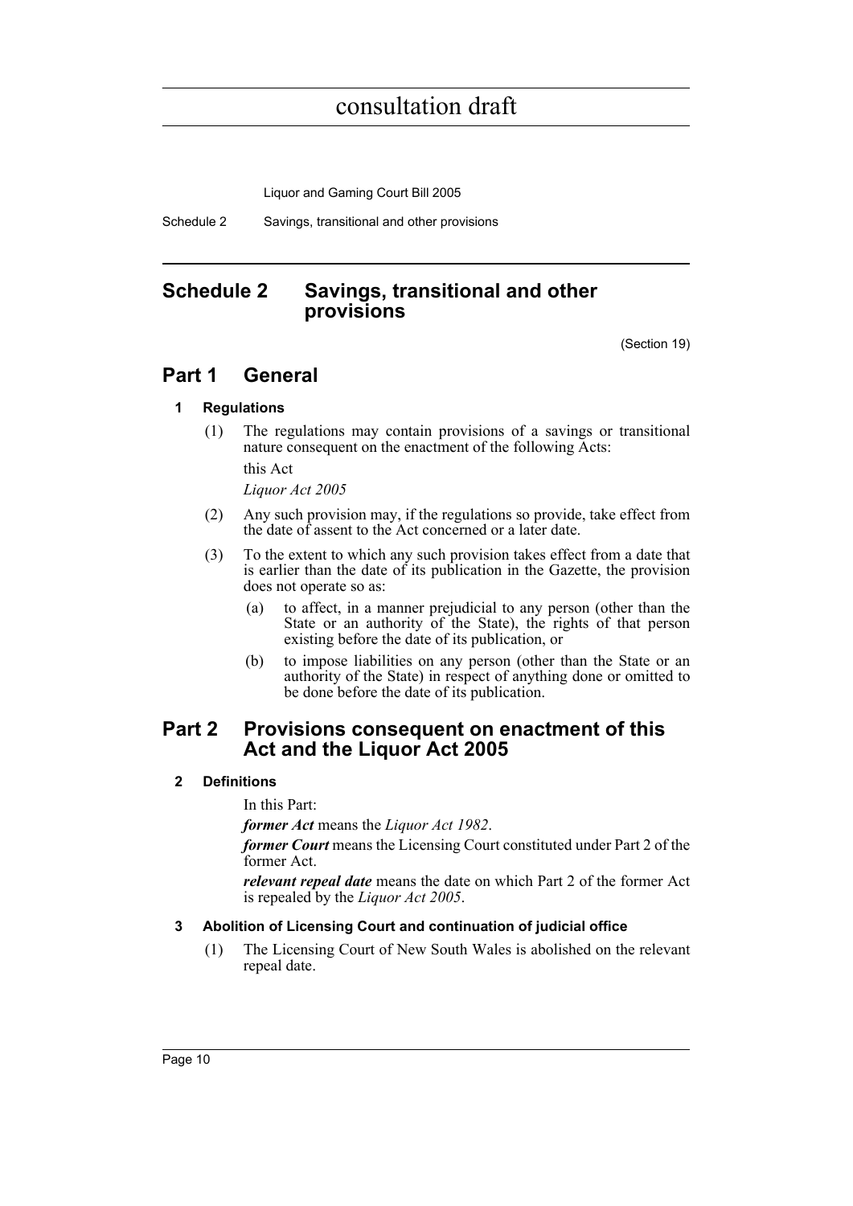# Schedule 2 Savings, transitional and other provisions

(Section 19)

## Part 1 General

### 1 Regulations

(1) The regulations may contain provisions of a savings or transitional nature consequent on the enactment of the following Acts:

this Act

*Liquor Act 2005*

(2) Any such provision may, if the regulations so provide, take effect from the date of assent to the Act concerned or a later date.

(3) To the extent to which any such provision takes effect from a date that is earlier than the date of its publication in the Gazette, the provision does not operate so as:

(a) to affect, in a manner prejudicial to any person (other than the State or an authority of the State), the rights of that person existing before the date of its publication, or

(b) to impose liabilities on any person (other than the State or an authority of the State) in respect of anything done or omitted to be done before the date of its publication.

## Part 2 Provisions consequent on enactment of this Act and the Liquor Act 2005

### 2 Definitions

In this Part:

***former Act*** means the *Liquor Act 1982*.

***former Court*** means the Licensing Court constituted under Part 2 of the former Act.

***relevant repeal date*** means the date on which Part 2 of the former Act is repealed by the *Liquor Act 2005*.

### 3 Abolition of Licensing Court and continuation of judicial office

(1) The Licensing Court of New South Wales is abolished on the relevant repeal date.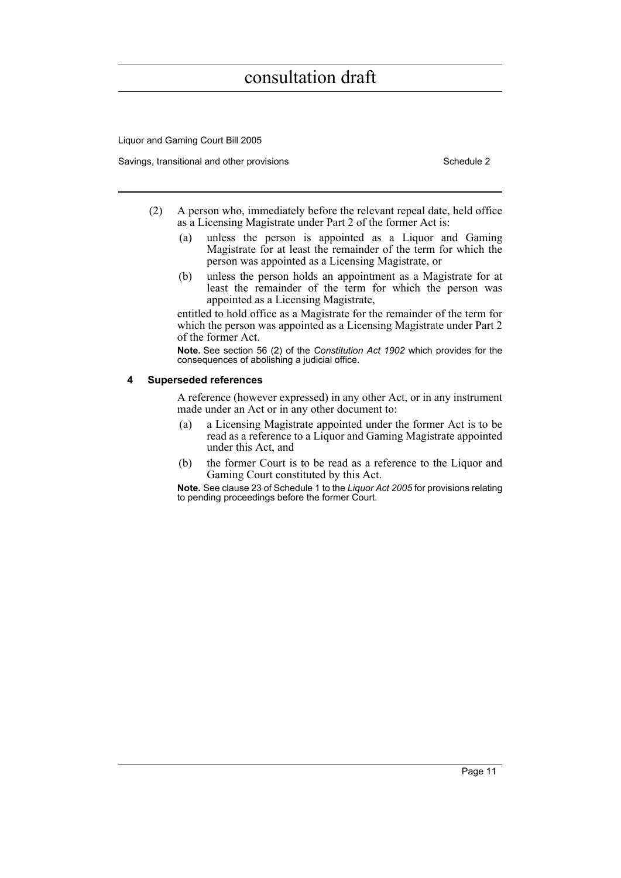(2) A person who, immediately before the relevant repeal date, held office as a Licensing Magistrate under Part 2 of the former Act is:

(a) unless the person is appointed as a Liquor and Gaming Magistrate for at least the remainder of the term for which the person was appointed as a Licensing Magistrate, or

(b) unless the person holds an appointment as a Magistrate for at least the remainder of the term for which the person was appointed as a Licensing Magistrate,

entitled to hold office as a Magistrate for the remainder of the term for which the person was appointed as a Licensing Magistrate under Part 2 of the former Act.

**Note.** See section 56 (2) of the *Constitution Act 1902* which provides for the consequences of abolishing a judicial office.

### 4 Superseded references

A reference (however expressed) in any other Act, or in any instrument made under an Act or in any other document to:

(a) a Licensing Magistrate appointed under the former Act is to be read as a reference to a Liquor and Gaming Magistrate appointed under this Act, and

(b) the former Court is to be read as a reference to the Liquor and Gaming Court constituted by this Act.

**Note.** See clause 23 of Schedule 1 to the *Liquor Act 2005* for provisions relating to pending proceedings before the former Court.